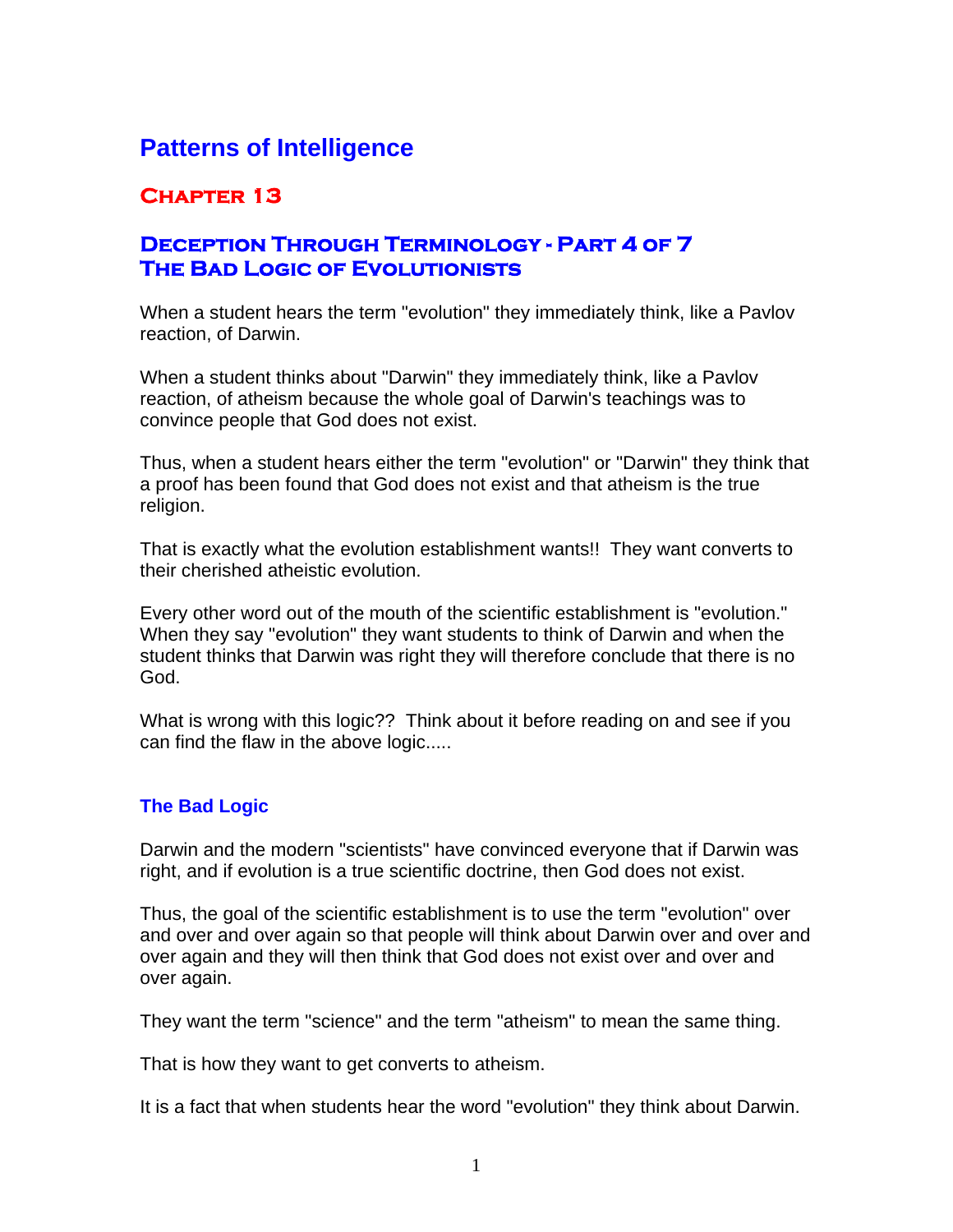# Patterns of Intelligence

## Chapter 13

## Deception Through Terminology - Part 4 of 7
## The Bad Logic of Evolutionists

When a student hears the term "evolution" they immediately think, like a Pavlov reaction, of Darwin.

When a student thinks about "Darwin" they immediately think, like a Pavlov reaction, of atheism because the whole goal of Darwin's teachings was to convince people that God does not exist.

Thus, when a student hears either the term "evolution" or "Darwin" they think that a proof has been found that God does not exist and that atheism is the true religion.

That is exactly what the evolution establishment wants!! They want converts to their cherished atheistic evolution.

Every other word out of the mouth of the scientific establishment is "evolution." When they say "evolution" they want students to think of Darwin and when the student thinks that Darwin was right they will therefore conclude that there is no God.

What is wrong with this logic?? Think about it before reading on and see if you can find the flaw in the above logic.....

### The Bad Logic

Darwin and the modern "scientists" have convinced everyone that if Darwin was right, and if evolution is a true scientific doctrine, then God does not exist.

Thus, the goal of the scientific establishment is to use the term "evolution" over and over and over again so that people will think about Darwin over and over and over again and they will then think that God does not exist over and over and over again.

They want the term "science" and the term "atheism" to mean the same thing.

That is how they want to get converts to atheism.

It is a fact that when students hear the word "evolution" they think about Darwin.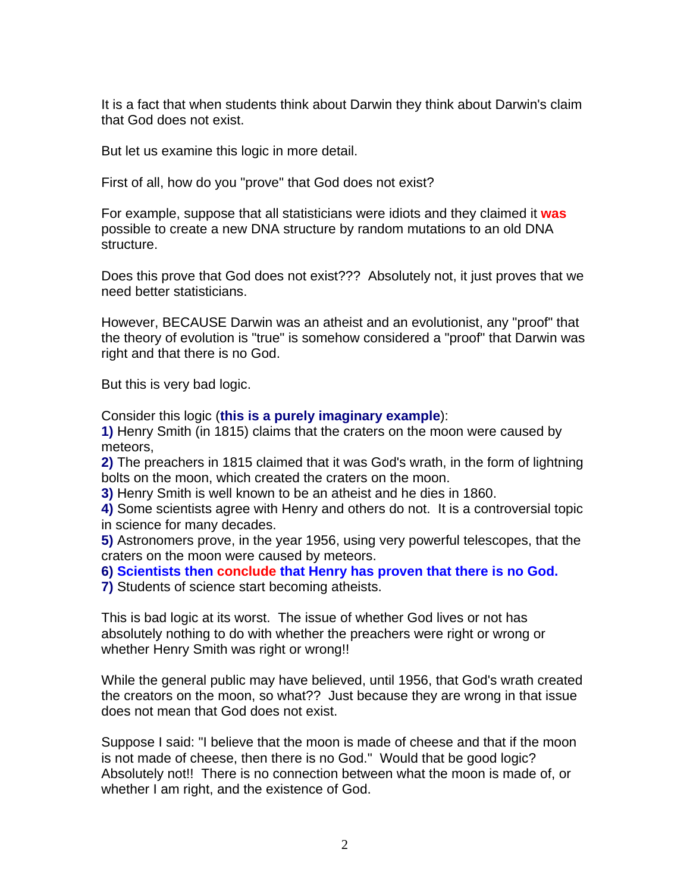It is a fact that when students think about Darwin they think about Darwin's claim that God does not exist.

But let us examine this logic in more detail.

First of all, how do you "prove" that God does not exist?

For example, suppose that all statisticians were idiots and they claimed it **was** possible to create a new DNA structure by random mutations to an old DNA structure.

Does this prove that God does not exist??? Absolutely not, it just proves that we need better statisticians.

However, BECAUSE Darwin was an atheist and an evolutionist, any "proof" that the theory of evolution is "true" is somehow considered a "proof" that Darwin was right and that there is no God.

But this is very bad logic.

Consider this logic (**this is a purely imaginary example**):

**1)** Henry Smith (in 1815) claims that the craters on the moon were caused by meteors,
**2)** The preachers in 1815 claimed that it was God's wrath, in the form of lightning bolts on the moon, which created the craters on the moon.
**3)** Henry Smith is well known to be an atheist and he dies in 1860.
**4)** Some scientists agree with Henry and others do not. It is a controversial topic in science for many decades.
**5)** Astronomers prove, in the year 1956, using very powerful telescopes, that the craters on the moon were caused by meteors.
**6) Scientists then conclude that Henry has proven that there is no God.**
**7)** Students of science start becoming atheists.

This is bad logic at its worst. The issue of whether God lives or not has absolutely nothing to do with whether the preachers were right or wrong or whether Henry Smith was right or wrong!!

While the general public may have believed, until 1956, that God's wrath created the creators on the moon, so what?? Just because they are wrong in that issue does not mean that God does not exist.

Suppose I said: "I believe that the moon is made of cheese and that if the moon is not made of cheese, then there is no God." Would that be good logic? Absolutely not!! There is no connection between what the moon is made of, or whether I am right, and the existence of God.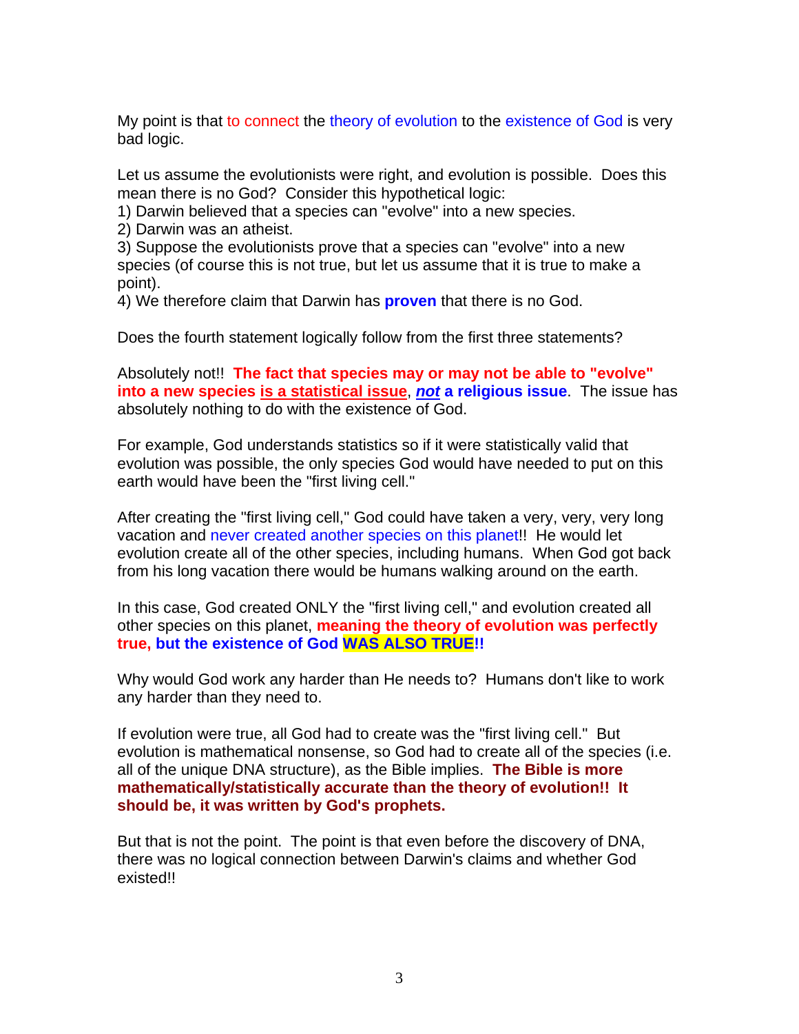My point is that to connect the theory of evolution to the existence of God is very bad logic.

Let us assume the evolutionists were right, and evolution is possible. Does this mean there is no God? Consider this hypothetical logic:

1) Darwin believed that a species can "evolve" into a new species.
2) Darwin was an atheist.
3) Suppose the evolutionists prove that a species can "evolve" into a new species (of course this is not true, but let us assume that it is true to make a point).
4) We therefore claim that Darwin has **proven** that there is no God.

Does the fourth statement logically follow from the first three statements?

Absolutely not!! **The fact that species may or may not be able to "evolve" into a new species is a statistical issue, *not* a religious issue**. The issue has absolutely nothing to do with the existence of God.

For example, God understands statistics so if it were statistically valid that evolution was possible, the only species God would have needed to put on this earth would have been the "first living cell."

After creating the "first living cell," God could have taken a very, very, very long vacation and never created another species on this planet!! He would let evolution create all of the other species, including humans. When God got back from his long vacation there would be humans walking around on the earth.

In this case, God created ONLY the "first living cell," and evolution created all other species on this planet, **meaning the theory of evolution was perfectly true, but the existence of God WAS ALSO TRUE!!**

Why would God work any harder than He needs to? Humans don't like to work any harder than they need to.

If evolution were true, all God had to create was the "first living cell." But evolution is mathematical nonsense, so God had to create all of the species (i.e. all of the unique DNA structure), as the Bible implies. **The Bible is more mathematically/statistically accurate than the theory of evolution!! It should be, it was written by God's prophets.**

But that is not the point. The point is that even before the discovery of DNA, there was no logical connection between Darwin's claims and whether God existed!!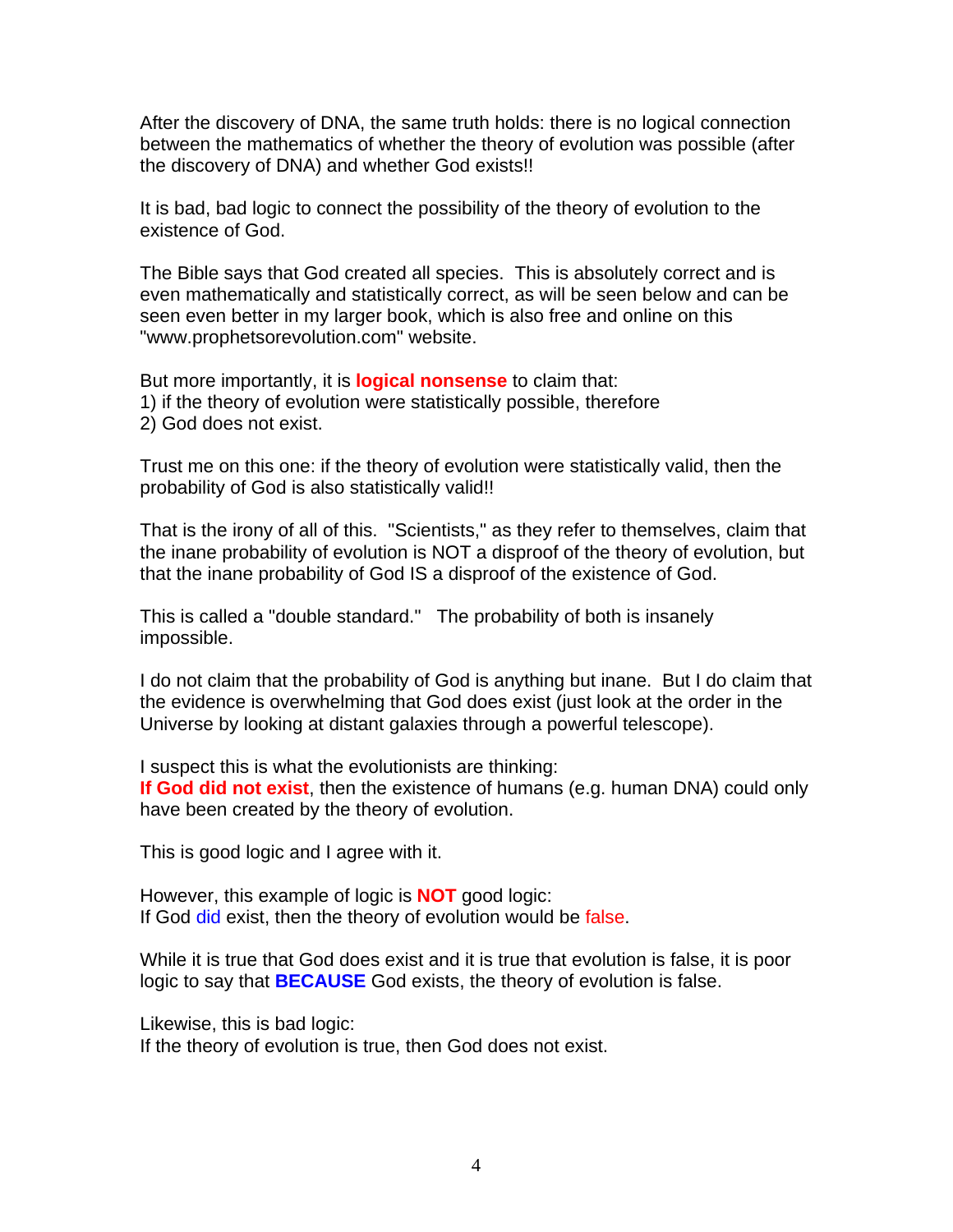After the discovery of DNA, the same truth holds: there is no logical connection between the mathematics of whether the theory of evolution was possible (after the discovery of DNA) and whether God exists!!

It is bad, bad logic to connect the possibility of the theory of evolution to the existence of God.

The Bible says that God created all species. This is absolutely correct and is even mathematically and statistically correct, as will be seen below and can be seen even better in my larger book, which is also free and online on this "www.prophetsorevolution.com" website.

But more importantly, it is **logical nonsense** to claim that:
1) if the theory of evolution were statistically possible, therefore
2) God does not exist.

Trust me on this one: if the theory of evolution were statistically valid, then the probability of God is also statistically valid!!

That is the irony of all of this. "Scientists," as they refer to themselves, claim that the inane probability of evolution is NOT a disproof of the theory of evolution, but that the inane probability of God IS a disproof of the existence of God.

This is called a "double standard." The probability of both is insanely impossible.

I do not claim that the probability of God is anything but inane. But I do claim that the evidence is overwhelming that God does exist (just look at the order in the Universe by looking at distant galaxies through a powerful telescope).

I suspect this is what the evolutionists are thinking:
**If God did not exist**, then the existence of humans (e.g. human DNA) could only have been created by the theory of evolution.

This is good logic and I agree with it.

However, this example of logic is **NOT** good logic:
If God did exist, then the theory of evolution would be false.

While it is true that God does exist and it is true that evolution is false, it is poor logic to say that **BECAUSE** God exists, the theory of evolution is false.

Likewise, this is bad logic:
If the theory of evolution is true, then God does not exist.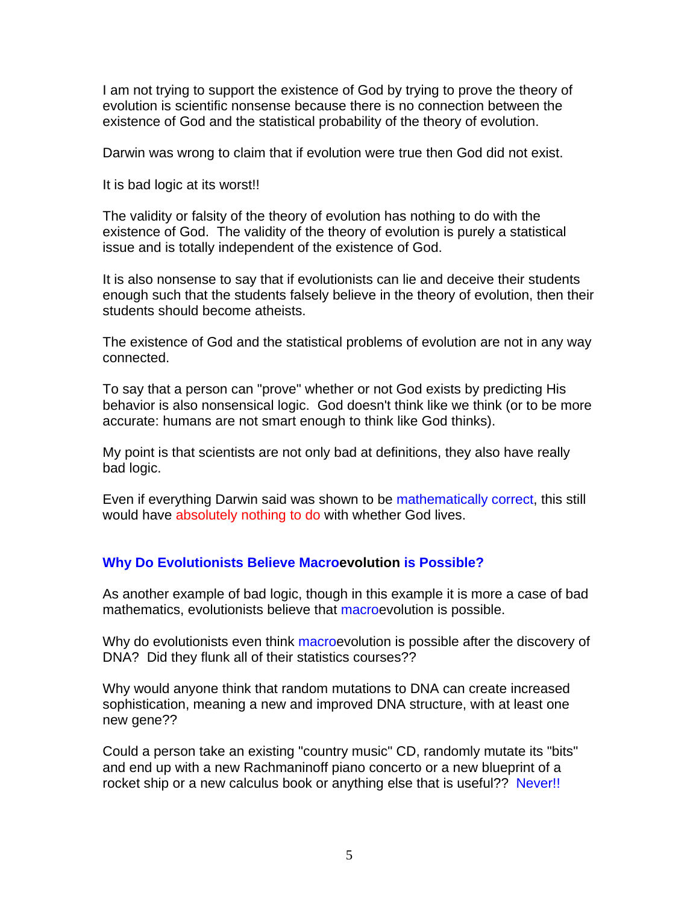I am not trying to support the existence of God by trying to prove the theory of evolution is scientific nonsense because there is no connection between the existence of God and the statistical probability of the theory of evolution.

Darwin was wrong to claim that if evolution were true then God did not exist.

It is bad logic at its worst!!

The validity or falsity of the theory of evolution has nothing to do with the existence of God. The validity of the theory of evolution is purely a statistical issue and is totally independent of the existence of God.

It is also nonsense to say that if evolutionists can lie and deceive their students enough such that the students falsely believe in the theory of evolution, then their students should become atheists.

The existence of God and the statistical problems of evolution are not in any way connected.

To say that a person can "prove" whether or not God exists by predicting His behavior is also nonsensical logic. God doesn't think like we think (or to be more accurate: humans are not smart enough to think like God thinks).

My point is that scientists are not only bad at definitions, they also have really bad logic.

Even if everything Darwin said was shown to be mathematically correct, this still would have absolutely nothing to do with whether God lives.

### Why Do Evolutionists Believe Macroevolution is Possible?

As another example of bad logic, though in this example it is more a case of bad mathematics, evolutionists believe that macroevolution is possible.

Why do evolutionists even think macroevolution is possible after the discovery of DNA? Did they flunk all of their statistics courses??

Why would anyone think that random mutations to DNA can create increased sophistication, meaning a new and improved DNA structure, with at least one new gene??

Could a person take an existing "country music" CD, randomly mutate its "bits" and end up with a new Rachmaninoff piano concerto or a new blueprint of a rocket ship or a new calculus book or anything else that is useful?? Never!!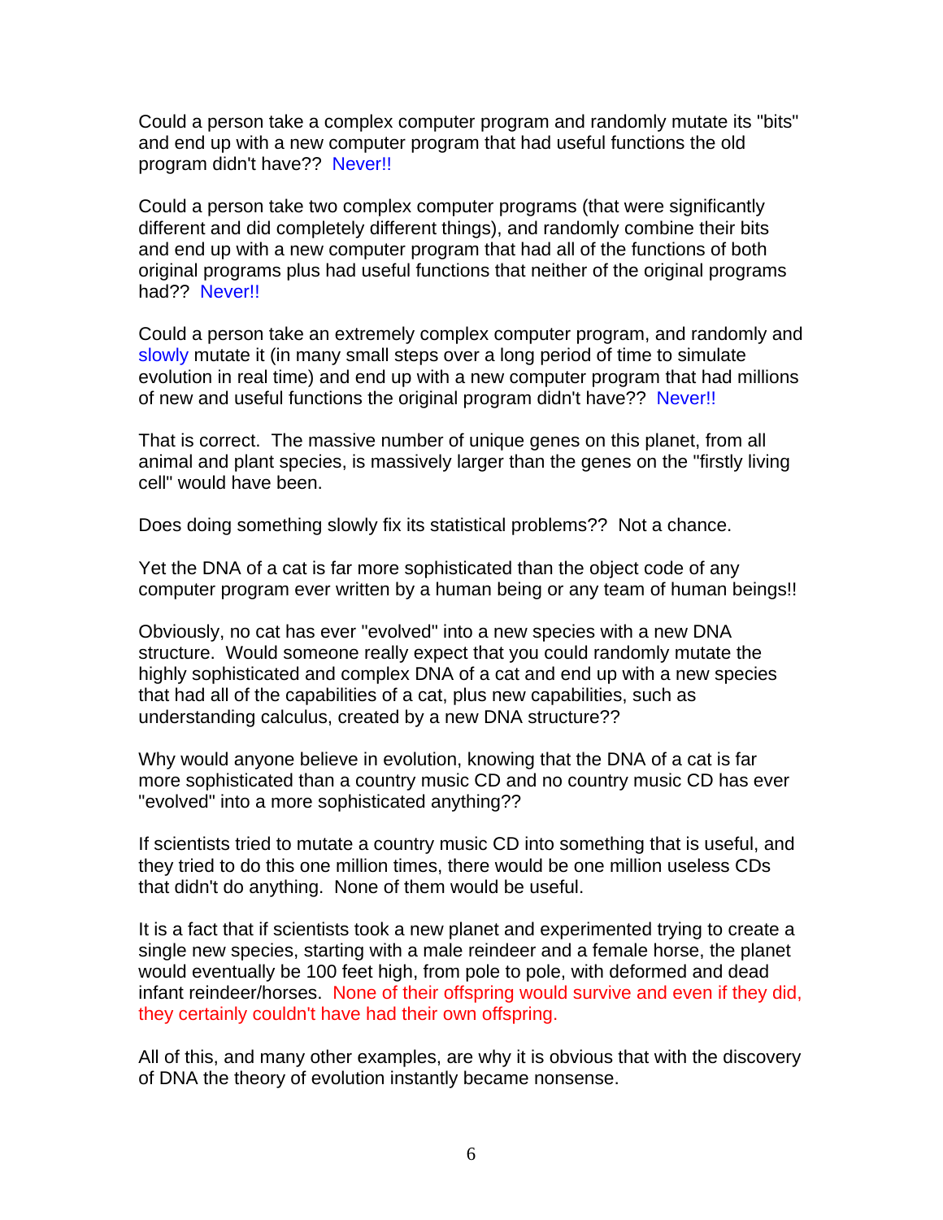Could a person take a complex computer program and randomly mutate its "bits" and end up with a new computer program that had useful functions the old program didn't have?? Never!!

Could a person take two complex computer programs (that were significantly different and did completely different things), and randomly combine their bits and end up with a new computer program that had all of the functions of both original programs plus had useful functions that neither of the original programs had?? Never!!

Could a person take an extremely complex computer program, and randomly and slowly mutate it (in many small steps over a long period of time to simulate evolution in real time) and end up with a new computer program that had millions of new and useful functions the original program didn't have?? Never!!

That is correct. The massive number of unique genes on this planet, from all animal and plant species, is massively larger than the genes on the "firstly living cell" would have been.

Does doing something slowly fix its statistical problems?? Not a chance.

Yet the DNA of a cat is far more sophisticated than the object code of any computer program ever written by a human being or any team of human beings!!

Obviously, no cat has ever "evolved" into a new species with a new DNA structure. Would someone really expect that you could randomly mutate the highly sophisticated and complex DNA of a cat and end up with a new species that had all of the capabilities of a cat, plus new capabilities, such as understanding calculus, created by a new DNA structure??

Why would anyone believe in evolution, knowing that the DNA of a cat is far more sophisticated than a country music CD and no country music CD has ever "evolved" into a more sophisticated anything??

If scientists tried to mutate a country music CD into something that is useful, and they tried to do this one million times, there would be one million useless CDs that didn't do anything. None of them would be useful.

It is a fact that if scientists took a new planet and experimented trying to create a single new species, starting with a male reindeer and a female horse, the planet would eventually be 100 feet high, from pole to pole, with deformed and dead infant reindeer/horses. None of their offspring would survive and even if they did, they certainly couldn't have had their own offspring.

All of this, and many other examples, are why it is obvious that with the discovery of DNA the theory of evolution instantly became nonsense.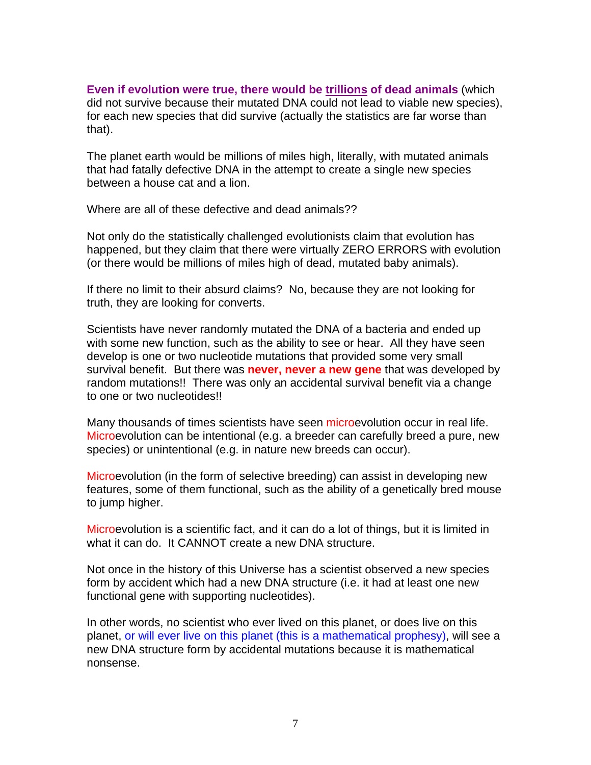**Even if evolution were true, there would be <u>trillions</u> of dead animals** (which did not survive because their mutated DNA could not lead to viable new species), for each new species that did survive (actually the statistics are far worse than that).

The planet earth would be millions of miles high, literally, with mutated animals that had fatally defective DNA in the attempt to create a single new species between a house cat and a lion.

Where are all of these defective and dead animals??

Not only do the statistically challenged evolutionists claim that evolution has happened, but they claim that there were virtually ZERO ERRORS with evolution (or there would be millions of miles high of dead, mutated baby animals).

If there no limit to their absurd claims? No, because they are not looking for truth, they are looking for converts.

Scientists have never randomly mutated the DNA of a bacteria and ended up with some new function, such as the ability to see or hear. All they have seen develop is one or two nucleotide mutations that provided some very small survival benefit. But there was **never, never a new gene** that was developed by random mutations!! There was only an accidental survival benefit via a change to one or two nucleotides!!

Many thousands of times scientists have seen microevolution occur in real life. Microevolution can be intentional (e.g. a breeder can carefully breed a pure, new species) or unintentional (e.g. in nature new breeds can occur).

Microevolution (in the form of selective breeding) can assist in developing new features, some of them functional, such as the ability of a genetically bred mouse to jump higher.

Microevolution is a scientific fact, and it can do a lot of things, but it is limited in what it can do. It CANNOT create a new DNA structure.

Not once in the history of this Universe has a scientist observed a new species form by accident which had a new DNA structure (i.e. it had at least one new functional gene with supporting nucleotides).

In other words, no scientist who ever lived on this planet, or does live on this planet, or will ever live on this planet (this is a mathematical prophesy), will see a new DNA structure form by accidental mutations because it is mathematical nonsense.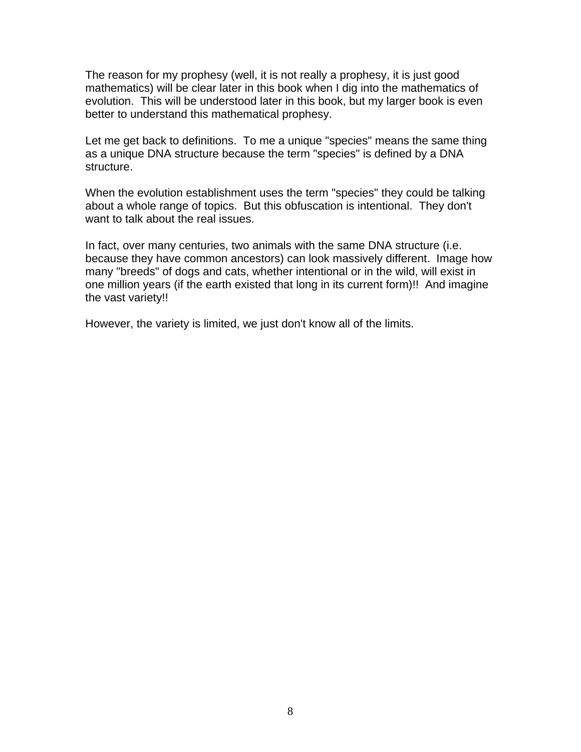The reason for my prophesy (well, it is not really a prophesy, it is just good mathematics) will be clear later in this book when I dig into the mathematics of evolution. This will be understood later in this book, but my larger book is even better to understand this mathematical prophesy.

Let me get back to definitions. To me a unique "species" means the same thing as a unique DNA structure because the term "species" is defined by a DNA structure.

When the evolution establishment uses the term "species" they could be talking about a whole range of topics. But this obfuscation is intentional. They don't want to talk about the real issues.

In fact, over many centuries, two animals with the same DNA structure (i.e. because they have common ancestors) can look massively different. Image how many "breeds" of dogs and cats, whether intentional or in the wild, will exist in one million years (if the earth existed that long in its current form)!! And imagine the vast variety!!

However, the variety is limited, we just don't know all of the limits.